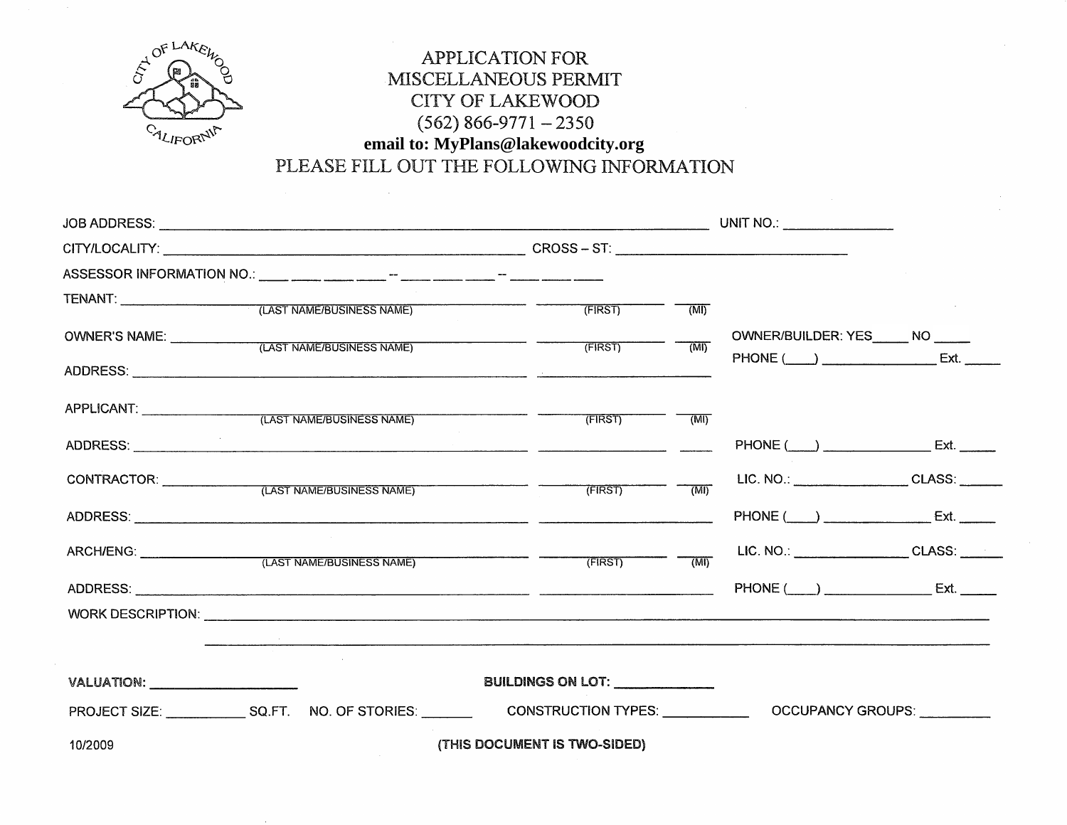# APPLICATION FOR MISCELLANEOUS PERMIT

## CITY OF LAKEWOOD

(562) 866-9771 – 2350

**email to: MyPlans@lakewoodcity.org**

PLEASE FILL OUT THE FOLLOWING INFORMATION

JOB ADDRESS: ______________________________ UNIT NO.: ____________

CITY/LOCALITY: ______________________________ CROSS – ST: ____________________

ASSESSOR INFORMATION NO.: ___ ___ ___ ___ -- ___ ___ ___ -- ___ ___ ___

TENANT: ______________________________ (LAST NAME/BUSINESS NAME) ____________ (FIRST) ____ (MI)

OWNER'S NAME: ______________________________ (LAST NAME/BUSINESS NAME) ____________ (FIRST) ____ (MI) OWNER/BUILDER: YES_____ NO _____

ADDRESS: ______________________________ PHONE (____) ____________ Ext. _____

APPLICANT: ______________________________ (LAST NAME/BUSINESS NAME) ____________ (FIRST) ____ (MI)

ADDRESS: ______________________________ PHONE (____) ____________ Ext. _____

CONTRACTOR: ______________________________ (LAST NAME/BUSINESS NAME) ____________ (FIRST) ____ (MI) LIC. NO.: ____________ CLASS: _____

ADDRESS: ______________________________ PHONE (____) ____________ Ext. _____

ARCH/ENG: ______________________________ (LAST NAME/BUSINESS NAME) ____________ (FIRST) ____ (MI) LIC. NO.: ____________ CLASS: _____

ADDRESS: ______________________________ PHONE (____) ____________ Ext. _____

WORK DESCRIPTION: ____________________________________________________________

______________________________________________________________________________

**VALUATION:** ________________ **BUILDINGS ON LOT:** ____________

PROJECT SIZE: __________ SQ.FT. NO. OF STORIES: _______ CONSTRUCTION TYPES: __________ OCCUPANCY GROUPS: _________

10/2009

**(THIS DOCUMENT IS TWO-SIDED)**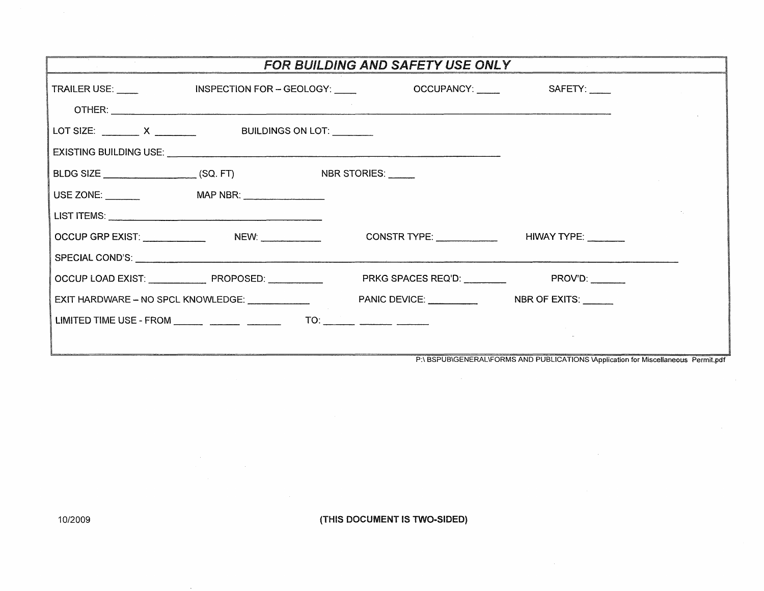## *FOR BUILDING AND SAFETY USE ONLY*

TRAILER USE: ____ INSPECTION FOR – GEOLOGY: ____ OCCUPANCY: ____ SAFETY: ____

OTHER: ______________________________________________________________

LOT SIZE: _______ X _______ BUILDINGS ON LOT: _______

EXISTING BUILDING USE: ____________________________________________

BLDG SIZE _______________ (SQ. FT) NBR STORIES: _____

USE ZONE: ______ MAP NBR: ______________

LIST ITEMS: ____________________________________

OCCUP GRP EXIST: ___________ NEW: ___________ CONSTR TYPE: ___________ HIWAY TYPE: _______

SPECIAL COND'S: ______________________________________________________________

OCCUP LOAD EXIST: ___________ PROPOSED: __________ PRKG SPACES REQ'D: ________ PROV'D: ______

EXIT HARDWARE – NO SPCL KNOWLEDGE: ___________ PANIC DEVICE: _________ NBR OF EXITS: ______

LIMITED TIME USE - FROM _____ _____ _____ TO: _____ _____ _____

P:\ BSPUB\GENERAL\FORMS AND PUBLICATIONS \Application for Miscellaneous Permit.pdf

10/2009

**(THIS DOCUMENT IS TWO-SIDED)**